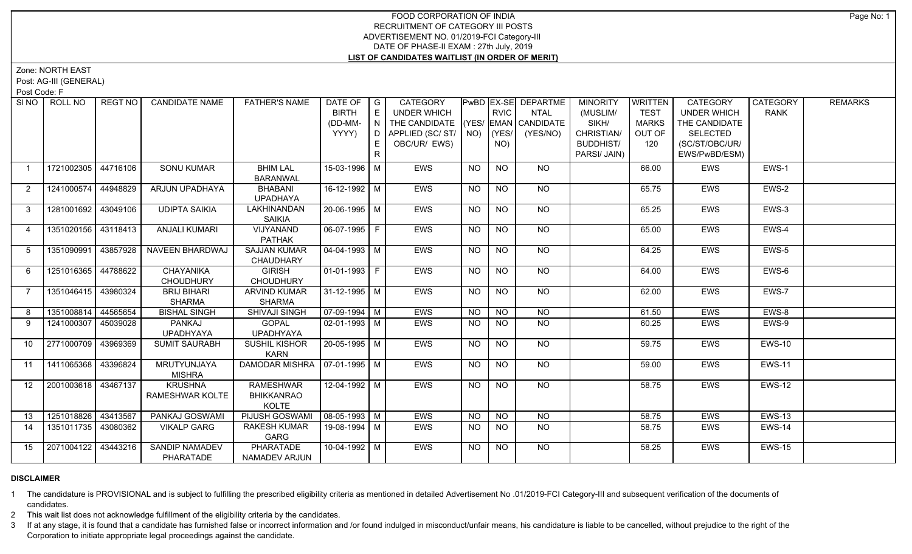# FOOD CORPORATION OF INDIA
## RECRUITMENT OF CATEGORY III POSTS
## ADVERTISEMENT NO. 01/2019-FCI Category-III
## DATE OF PHASE-II EXAM : 27th July, 2019
## LIST OF CANDIDATES WAITLIST (IN ORDER OF MERIT)

Zone: NORTH EAST

Post: AG-III (GENERAL)

Post Code: F

| SI NO | ROLL NO | REGT NO | CANDIDATE NAME | FATHER'S NAME | DATE OF BIRTH (DD-MM-YYYY) | GENDER | CATEGORY UNDER WHICH THE CANDIDATE APPLIED (SC/ ST/ OBC/UR/ EWS) | PwBD (YES/ NO) | EX-SERVICEMAN (YES/ NO) | DEPARTMENTAL CANDIDATE (YES/NO) | MINORITY (MUSLIM/ SIKH/ CHRISTIAN/ BUDDHIST/ PARSI/ JAIN) | WRITTEN TEST MARKS OUT OF 120 | CATEGORY UNDER WHICH THE CANDIDATE SELECTED (SC/ST/OBC/UR/ EWS/PwBD/ESM) | CATEGORY RANK | REMARKS |
|---|---|---|---|---|---|---|---|---|---|---|---|---|---|---|---|
| 1 | 1721002305 | 44716106 | SONU KUMAR | BHIM LAL BARANWAL | 15-03-1996 | M | EWS | NO | NO | NO | | 66.00 | EWS | EWS-1 | |
| 2 | 1241000574 | 44948829 | ARJUN UPADHAYA | BHABANI UPADHAYA | 16-12-1992 | M | EWS | NO | NO | NO | | 65.75 | EWS | EWS-2 | |
| 3 | 1281001692 | 43049106 | UDIPTA SAIKIA | LAKHINANDAN SAIKIA | 20-06-1995 | M | EWS | NO | NO | NO | | 65.25 | EWS | EWS-3 | |
| 4 | 1351020156 | 43118413 | ANJALI KUMARI | VIJYANAND PATHAK | 06-07-1995 | F | EWS | NO | NO | NO | | 65.00 | EWS | EWS-4 | |
| 5 | 1351090991 | 43857928 | NAVEEN BHARDWAJ | SAJJAN KUMAR CHAUDHARY | 04-04-1993 | M | EWS | NO | NO | NO | | 64.25 | EWS | EWS-5 | |
| 6 | 1251016365 | 44788622 | CHAYANIKA CHOUDHURY | GIRISH CHOUDHURY | 01-01-1993 | F | EWS | NO | NO | NO | | 64.00 | EWS | EWS-6 | |
| 7 | 1351046415 | 43980324 | BRIJ BIHARI SHARMA | ARVIND KUMAR SHARMA | 31-12-1995 | M | EWS | NO | NO | NO | | 62.00 | EWS | EWS-7 | |
| 8 | 1351008814 | 44565654 | BISHAL SINGH | SHIVAJI SINGH | 07-09-1994 | M | EWS | NO | NO | NO | | 61.50 | EWS | EWS-8 | |
| 9 | 1241000307 | 45039028 | PANKAJ UPADHYAYA | GOPAL UPADHYAYA | 02-01-1993 | M | EWS | NO | NO | NO | | 60.25 | EWS | EWS-9 | |
| 10 | 2771000709 | 43969369 | SUMIT SAURABH | SUSHIL KISHOR KARN | 20-05-1995 | M | EWS | NO | NO | NO | | 59.75 | EWS | EWS-10 | |
| 11 | 1411065368 | 43396824 | MRUTYUNJAYA MISHRA | DAMODAR MISHRA | 07-01-1995 | M | EWS | NO | NO | NO | | 59.00 | EWS | EWS-11 | |
| 12 | 2001003618 | 43467137 | KRUSHNA RAMESHWAR KOLTE | RAMESHWAR BHIKKANRAO KOLTE | 12-04-1992 | M | EWS | NO | NO | NO | | 58.75 | EWS | EWS-12 | |
| 13 | 1251018826 | 43413567 | PANKAJ GOSWAMI | PIJUSH GOSWAMI | 08-05-1993 | M | EWS | NO | NO | NO | | 58.75 | EWS | EWS-13 | |
| 14 | 1351011735 | 43080362 | VIKALP GARG | RAKESH KUMAR GARG | 19-08-1994 | M | EWS | NO | NO | NO | | 58.75 | EWS | EWS-14 | |
| 15 | 2071004122 | 43443216 | SANDIP NAMADEV PHARATADE | PHARATADE NAMADEV ARJUN | 10-04-1992 | M | EWS | NO | NO | NO | | 58.25 | EWS | EWS-15 | |

**DISCLAIMER**

1 The candidature is PROVISIONAL and is subject to fulfilling the prescribed eligibility criteria as mentioned in detailed Advertisement No .01/2019-FCI Category-III and subsequent verification of the documents of candidates.

2 This wait list does not acknowledge fulfillment of the eligibility criteria by the candidates.

3 If at any stage, it is found that a candidate has furnished false or incorrect information and /or found indulged in misconduct/unfair means, his candidature is liable to be cancelled, without prejudice to the right of the Corporation to initiate appropriate legal proceedings against the candidate.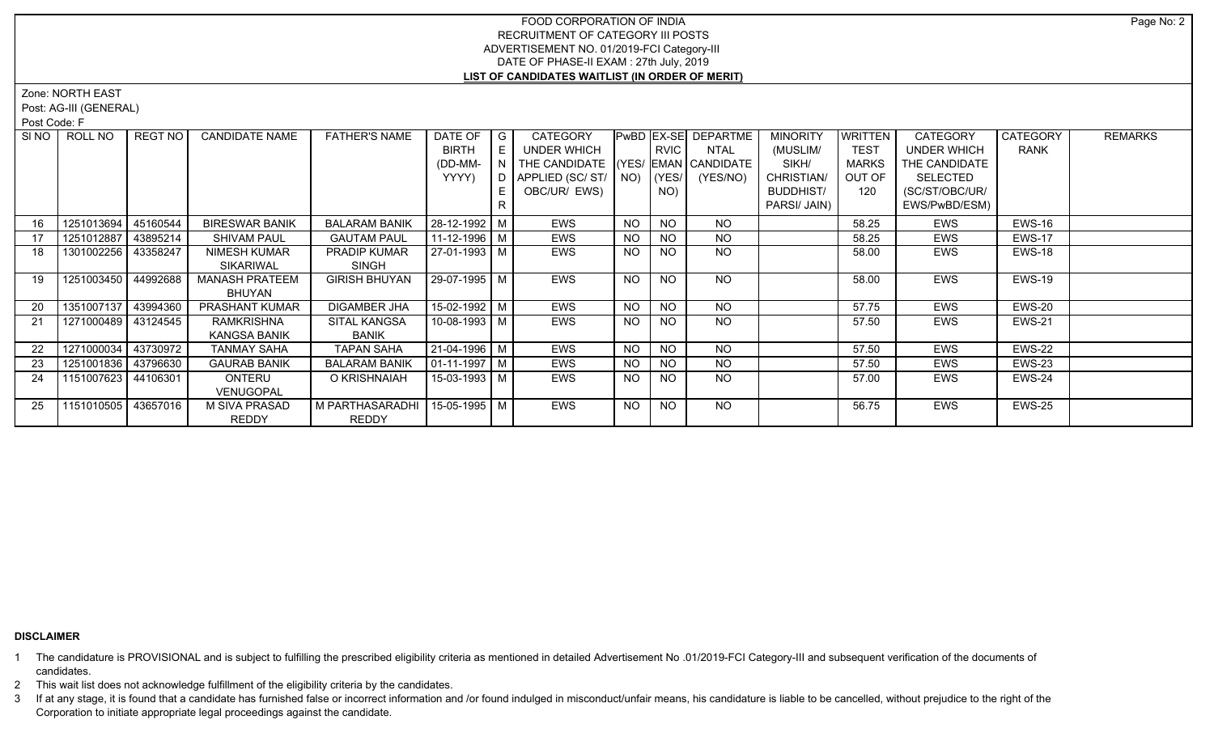FOOD CORPORATION OF INDIA
RECRUITMENT OF CATEGORY III POSTS
ADVERTISEMENT NO. 01/2019-FCI Category-III
DATE OF PHASE-II EXAM : 27th July, 2019
**LIST OF CANDIDATES WAITLIST (IN ORDER OF MERIT)**

Zone: NORTH EAST
Post: AG-III (GENERAL)
Post Code: F

| Sl NO | ROLL NO | REGT NO | CANDIDATE NAME | FATHER'S NAME | DATE OF BIRTH (DD-MM-YYYY) | GENDER | CATEGORY UNDER WHICH THE CANDIDATE APPLIED (SC/ ST/ OBC/UR/ EWS) | PwBD (YES/ NO) | EX-SERVICEMAN (YES/ NO) | DEPARTMENTAL CANDIDATE (YES/NO) | MINORITY (MUSLIM/ SIKH/ CHRISTIAN/ BUDDHIST/ PARSI/ JAIN) | WRITTEN TEST MARKS OUT OF 120 | CATEGORY UNDER WHICH THE CANDIDATE SELECTED (SC/ST/OBC/UR/ EWS/PwBD/ESM) | CATEGORY RANK | REMARKS |
|---|---|---|---|---|---|---|---|---|---|---|---|---|---|---|---|
| 16 | 1251013694 | 45160544 | BIRESWAR BANIK | BALARAM BANIK | 28-12-1992 | M | EWS | NO | NO | NO | | 58.25 | EWS | EWS-16 | |
| 17 | 1251012887 | 43895214 | SHIVAM PAUL | GAUTAM PAUL | 11-12-1996 | M | EWS | NO | NO | NO | | 58.25 | EWS | EWS-17 | |
| 18 | 1301002256 | 43358247 | NIMESH KUMAR SIKARIWAL | PRADIP KUMAR SINGH | 27-01-1993 | M | EWS | NO | NO | NO | | 58.00 | EWS | EWS-18 | |
| 19 | 1251003450 | 44992688 | MANASH PRATEEM BHUYAN | GIRISH BHUYAN | 29-07-1995 | M | EWS | NO | NO | NO | | 58.00 | EWS | EWS-19 | |
| 20 | 1351007137 | 43994360 | PRASHANT KUMAR | DIGAMBER JHA | 15-02-1992 | M | EWS | NO | NO | NO | | 57.75 | EWS | EWS-20 | |
| 21 | 1271000489 | 43124545 | RAMKRISHNA KANGSA BANIK | SITAL KANGSA BANIK | 10-08-1993 | M | EWS | NO | NO | NO | | 57.50 | EWS | EWS-21 | |
| 22 | 1271000034 | 43730972 | TANMAY SAHA | TAPAN SAHA | 21-04-1996 | M | EWS | NO | NO | NO | | 57.50 | EWS | EWS-22 | |
| 23 | 1251001836 | 43796630 | GAURAB BANIK | BALARAM BANIK | 01-11-1997 | M | EWS | NO | NO | NO | | 57.50 | EWS | EWS-23 | |
| 24 | 1151007623 | 44106301 | ONTERU VENUGOPAL | O KRISHNAIAH | 15-03-1993 | M | EWS | NO | NO | NO | | 57.00 | EWS | EWS-24 | |
| 25 | 1151010505 | 43657016 | M SIVA PRASAD REDDY | M PARTHASARADHI REDDY | 15-05-1995 | M | EWS | NO | NO | NO | | 56.75 | EWS | EWS-25 | |

**DISCLAIMER**

1 The candidature is PROVISIONAL and is subject to fulfilling the prescribed eligibility criteria as mentioned in detailed Advertisement No .01/2019-FCI Category-III and subsequent verification of the documents of candidates.
2 This wait list does not acknowledge fulfillment of the eligibility criteria by the candidates.
3 If at any stage, it is found that a candidate has furnished false or incorrect information and /or found indulged in misconduct/unfair means, his candidature is liable to be cancelled, without prejudice to the right of the Corporation to initiate appropriate legal proceedings against the candidate.